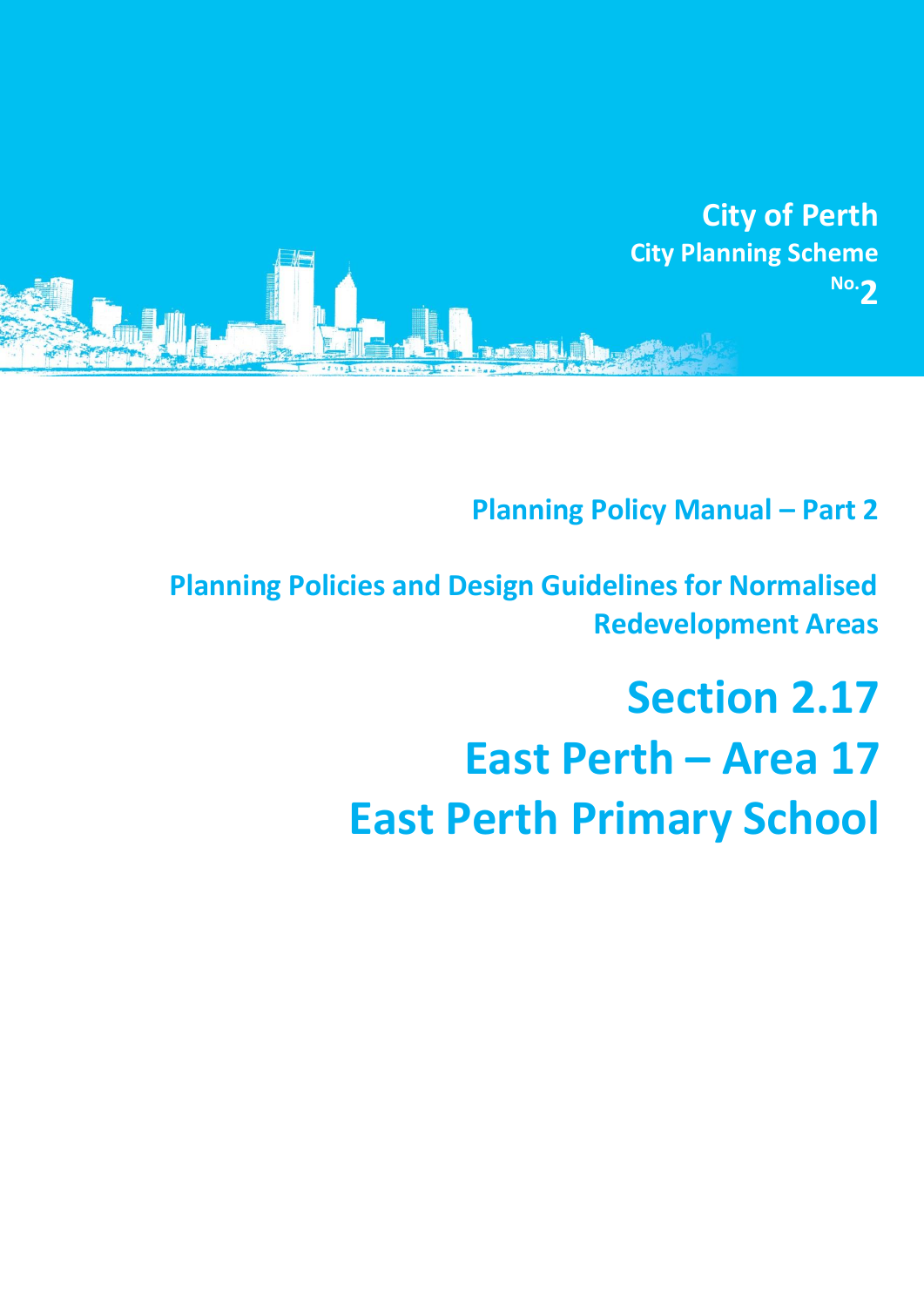**City of Perth**

**City Planning Scheme No. 2**

**Planning Policy Manual – Part 2**

**Planning Policies and Design Guidelines for Normalised Redevelopment Areas**

# Section 2.17

# East Perth – Area 17

# East Perth Primary School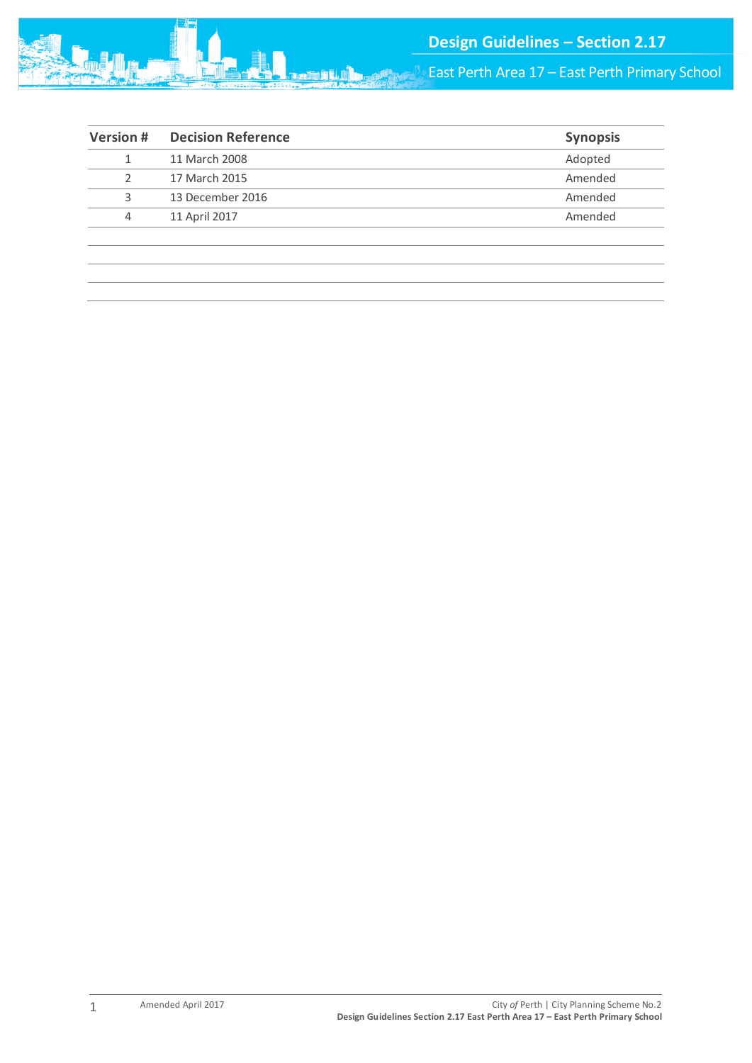| Version # | Decision Reference | Synopsis |
|---|---|---|
| 1 | 11 March 2008 | Adopted |
| 2 | 17 March 2015 | Amended |
| 3 | 13 December 2016 | Amended |
| 4 | 11 April 2017 | Amended |
| | | |
| | | |
| | | |
| | | |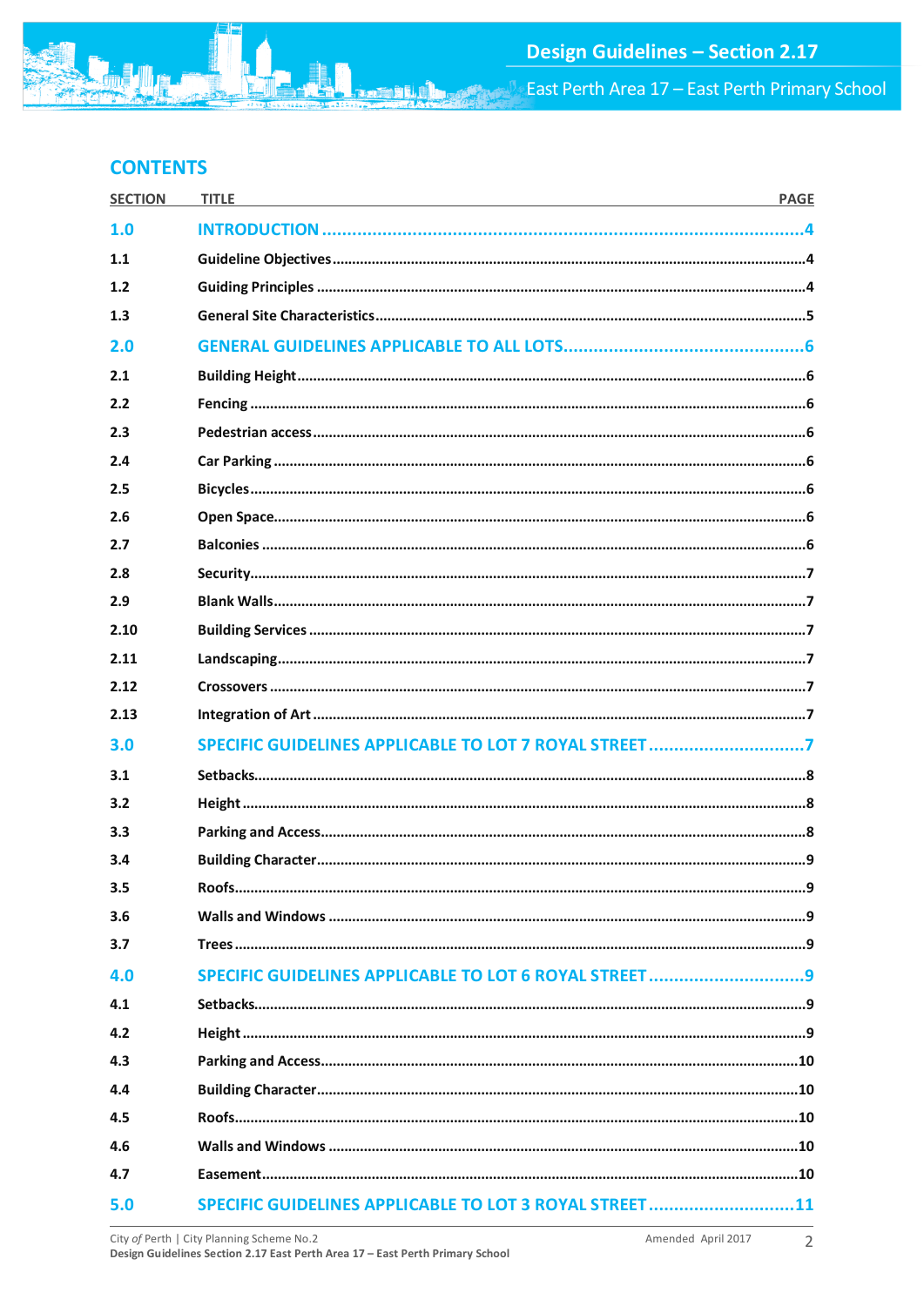## CONTENTS

| SECTION | TITLE | PAGE |
|---|---|---|
| **1.0** | **INTRODUCTION** | **4** |
| 1.1 | Guideline Objectives | 4 |
| 1.2 | Guiding Principles | 4 |
| 1.3 | General Site Characteristics | 5 |
| **2.0** | **GENERAL GUIDELINES APPLICABLE TO ALL LOTS** | **6** |
| 2.1 | Building Height | 6 |
| 2.2 | Fencing | 6 |
| 2.3 | Pedestrian access | 6 |
| 2.4 | Car Parking | 6 |
| 2.5 | Bicycles | 6 |
| 2.6 | Open Space | 6 |
| 2.7 | Balconies | 6 |
| 2.8 | Security | 7 |
| 2.9 | Blank Walls | 7 |
| 2.10 | Building Services | 7 |
| 2.11 | Landscaping | 7 |
| 2.12 | Crossovers | 7 |
| 2.13 | Integration of Art | 7 |
| **3.0** | **SPECIFIC GUIDELINES APPLICABLE TO LOT 7 ROYAL STREET** | **7** |
| 3.1 | Setbacks | 8 |
| 3.2 | Height | 8 |
| 3.3 | Parking and Access | 8 |
| 3.4 | Building Character | 9 |
| 3.5 | Roofs | 9 |
| 3.6 | Walls and Windows | 9 |
| 3.7 | Trees | 9 |
| **4.0** | **SPECIFIC GUIDELINES APPLICABLE TO LOT 6 ROYAL STREET** | **9** |
| 4.1 | Setbacks | 9 |
| 4.2 | Height | 9 |
| 4.3 | Parking and Access | 10 |
| 4.4 | Building Character | 10 |
| 4.5 | Roofs | 10 |
| 4.6 | Walls and Windows | 10 |
| 4.7 | Easement | 10 |
| **5.0** | **SPECIFIC GUIDELINES APPLICABLE TO LOT 3 ROYAL STREET** | **11** |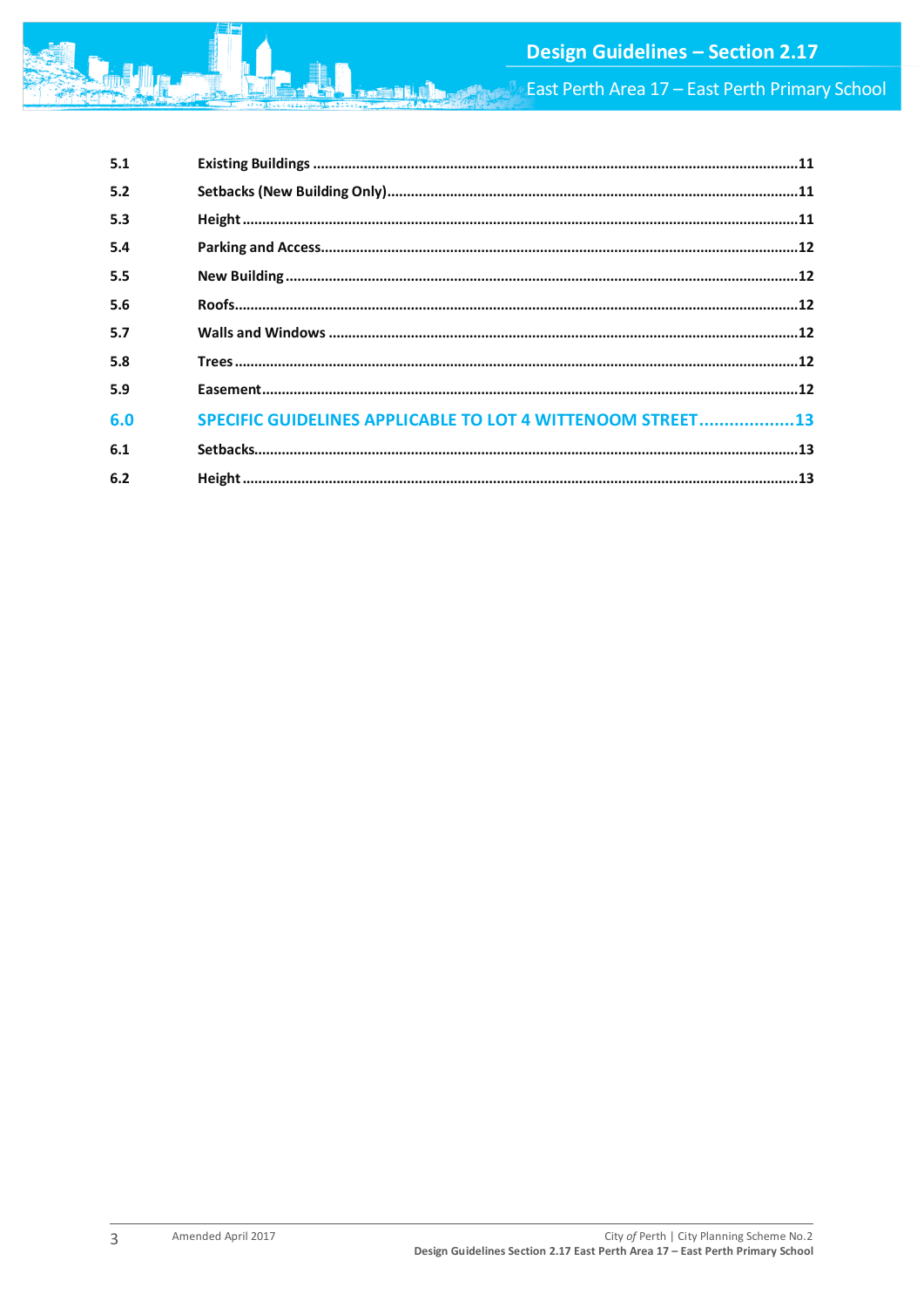| | | |
|---|---|---|
| **5.1** | **Existing Buildings** | **11** |
| **5.2** | **Setbacks (New Building Only)** | **11** |
| **5.3** | **Height** | **11** |
| **5.4** | **Parking and Access** | **12** |
| **5.5** | **New Building** | **12** |
| **5.6** | **Roofs** | **12** |
| **5.7** | **Walls and Windows** | **12** |
| **5.8** | **Trees** | **12** |
| **5.9** | **Easement** | **12** |
| **6.0** | **SPECIFIC GUIDELINES APPLICABLE TO LOT 4 WITTENOOM STREET** | **13** |
| **6.1** | **Setbacks** | **13** |
| **6.2** | **Height** | **13** |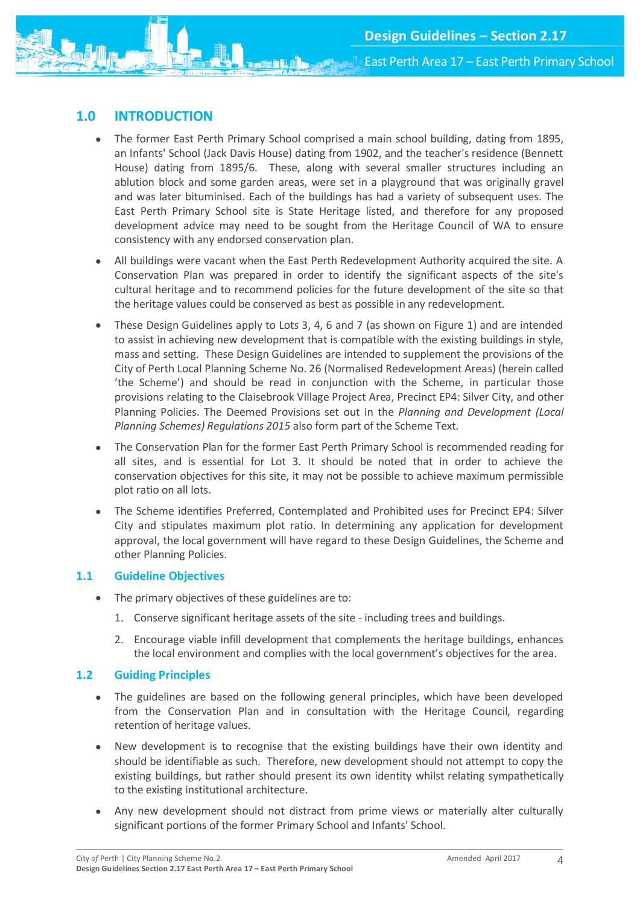## 1.0 INTRODUCTION

- The former East Perth Primary School comprised a main school building, dating from 1895, an Infants' School (Jack Davis House) dating from 1902, and the teacher's residence (Bennett House) dating from 1895/6. These, along with several smaller structures including an ablution block and some garden areas, were set in a playground that was originally gravel and was later bituminised. Each of the buildings has had a variety of subsequent uses. The East Perth Primary School site is State Heritage listed, and therefore for any proposed development advice may need to be sought from the Heritage Council of WA to ensure consistency with any endorsed conservation plan.
- All buildings were vacant when the East Perth Redevelopment Authority acquired the site. A Conservation Plan was prepared in order to identify the significant aspects of the site's cultural heritage and to recommend policies for the future development of the site so that the heritage values could be conserved as best as possible in any redevelopment.
- These Design Guidelines apply to Lots 3, 4, 6 and 7 (as shown on Figure 1) and are intended to assist in achieving new development that is compatible with the existing buildings in style, mass and setting. These Design Guidelines are intended to supplement the provisions of the City of Perth Local Planning Scheme No. 26 (Normalised Redevelopment Areas) (herein called 'the Scheme') and should be read in conjunction with the Scheme, in particular those provisions relating to the Claisebrook Village Project Area, Precinct EP4: Silver City, and other Planning Policies. The Deemed Provisions set out in the *Planning and Development (Local Planning Schemes) Regulations 2015* also form part of the Scheme Text.
- The Conservation Plan for the former East Perth Primary School is recommended reading for all sites, and is essential for Lot 3. It should be noted that in order to achieve the conservation objectives for this site, it may not be possible to achieve maximum permissible plot ratio on all lots.
- The Scheme identifies Preferred, Contemplated and Prohibited uses for Precinct EP4: Silver City and stipulates maximum plot ratio. In determining any application for development approval, the local government will have regard to these Design Guidelines, the Scheme and other Planning Policies.

### 1.1 Guideline Objectives

- The primary objectives of these guidelines are to:
  1. Conserve significant heritage assets of the site - including trees and buildings.
  2. Encourage viable infill development that complements the heritage buildings, enhances the local environment and complies with the local government's objectives for the area.

### 1.2 Guiding Principles

- The guidelines are based on the following general principles, which have been developed from the Conservation Plan and in consultation with the Heritage Council, regarding retention of heritage values.
- New development is to recognise that the existing buildings have their own identity and should be identifiable as such. Therefore, new development should not attempt to copy the existing buildings, but rather should present its own identity whilst relating sympathetically to the existing institutional architecture.
- Any new development should not distract from prime views or materially alter culturally significant portions of the former Primary School and Infants' School.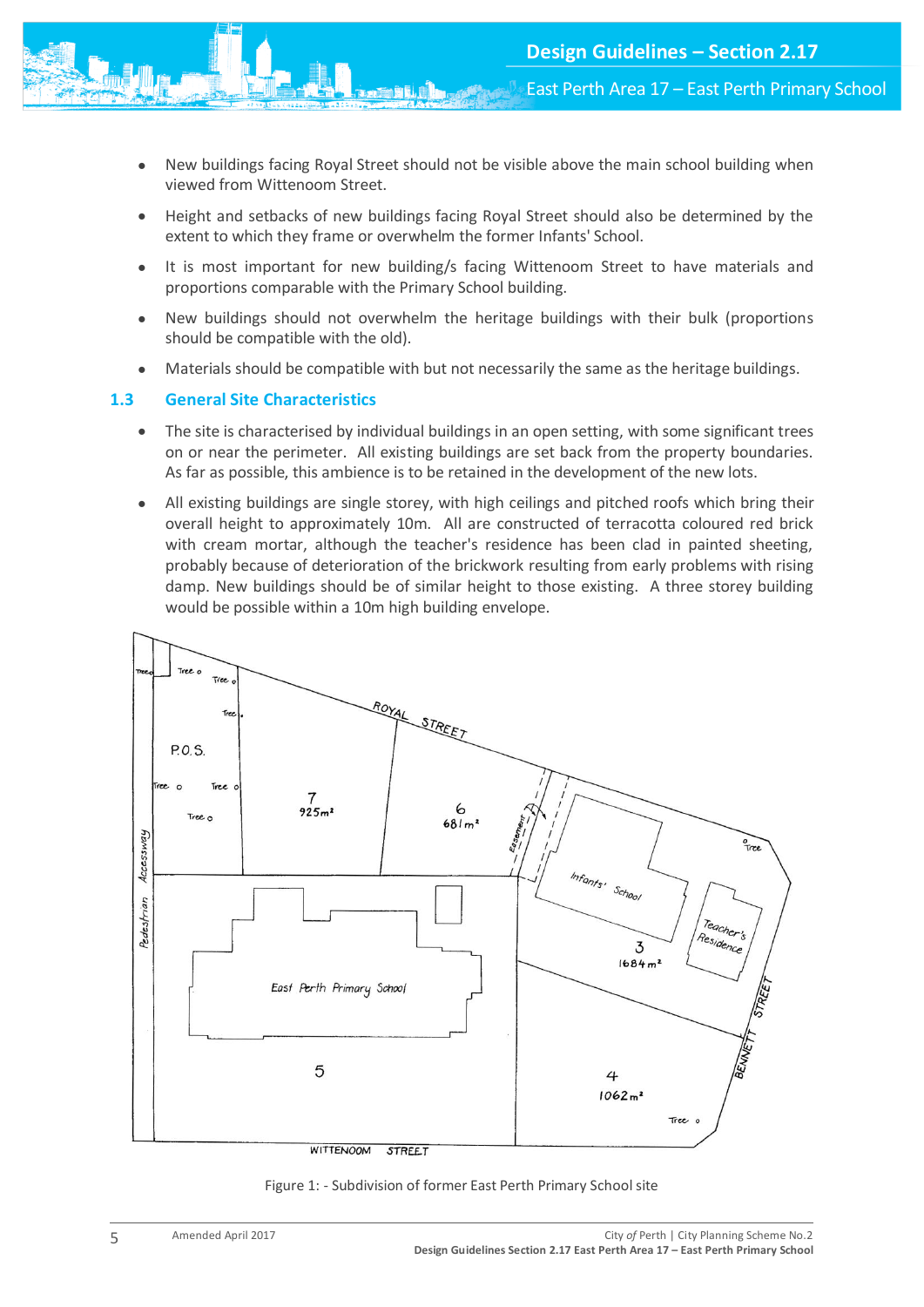- New buildings facing Royal Street should not be visible above the main school building when viewed from Wittenoom Street.
- Height and setbacks of new buildings facing Royal Street should also be determined by the extent to which they frame or overwhelm the former Infants' School.
- It is most important for new building/s facing Wittenoom Street to have materials and proportions comparable with the Primary School building.
- New buildings should not overwhelm the heritage buildings with their bulk (proportions should be compatible with the old).
- Materials should be compatible with but not necessarily the same as the heritage buildings.

## 1.3 General Site Characteristics

- The site is characterised by individual buildings in an open setting, with some significant trees on or near the perimeter. All existing buildings are set back from the property boundaries. As far as possible, this ambience is to be retained in the development of the new lots.
- All existing buildings are single storey, with high ceilings and pitched roofs which bring their overall height to approximately 10m. All are constructed of terracotta coloured red brick with cream mortar, although the teacher's residence has been clad in painted sheeting, probably because of deterioration of the brickwork resulting from early problems with rising damp. New buildings should be of similar height to those existing. A three storey building would be possible within a 10m high building envelope.

Figure 1: - Subdivision of former East Perth Primary School site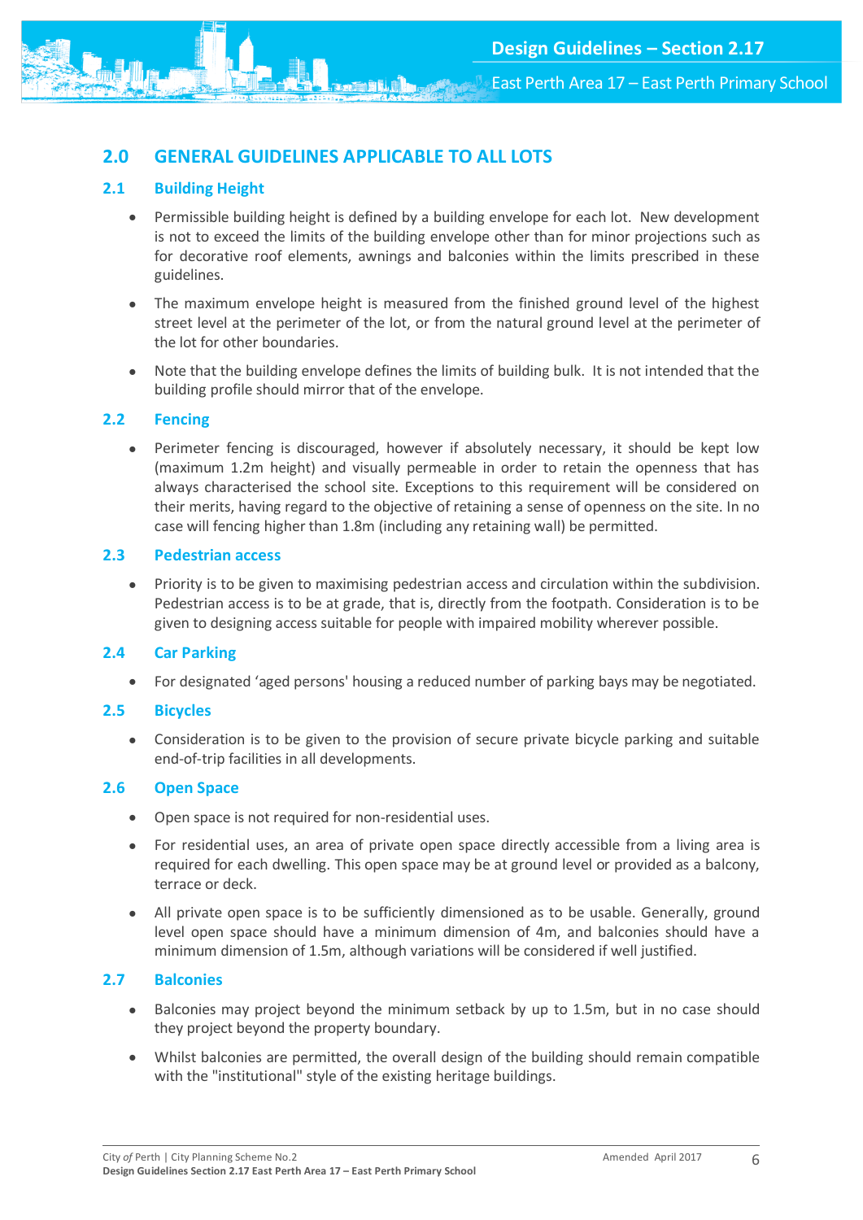## 2.0 GENERAL GUIDELINES APPLICABLE TO ALL LOTS

### 2.1 Building Height

- Permissible building height is defined by a building envelope for each lot. New development is not to exceed the limits of the building envelope other than for minor projections such as for decorative roof elements, awnings and balconies within the limits prescribed in these guidelines.
- The maximum envelope height is measured from the finished ground level of the highest street level at the perimeter of the lot, or from the natural ground level at the perimeter of the lot for other boundaries.
- Note that the building envelope defines the limits of building bulk. It is not intended that the building profile should mirror that of the envelope.

### 2.2 Fencing

- Perimeter fencing is discouraged, however if absolutely necessary, it should be kept low (maximum 1.2m height) and visually permeable in order to retain the openness that has always characterised the school site. Exceptions to this requirement will be considered on their merits, having regard to the objective of retaining a sense of openness on the site. In no case will fencing higher than 1.8m (including any retaining wall) be permitted.

### 2.3 Pedestrian access

- Priority is to be given to maximising pedestrian access and circulation within the subdivision. Pedestrian access is to be at grade, that is, directly from the footpath. Consideration is to be given to designing access suitable for people with impaired mobility wherever possible.

### 2.4 Car Parking

- For designated 'aged persons' housing a reduced number of parking bays may be negotiated.

### 2.5 Bicycles

- Consideration is to be given to the provision of secure private bicycle parking and suitable end-of-trip facilities in all developments.

### 2.6 Open Space

- Open space is not required for non-residential uses.
- For residential uses, an area of private open space directly accessible from a living area is required for each dwelling. This open space may be at ground level or provided as a balcony, terrace or deck.
- All private open space is to be sufficiently dimensioned as to be usable. Generally, ground level open space should have a minimum dimension of 4m, and balconies should have a minimum dimension of 1.5m, although variations will be considered if well justified.

### 2.7 Balconies

- Balconies may project beyond the minimum setback by up to 1.5m, but in no case should they project beyond the property boundary.
- Whilst balconies are permitted, the overall design of the building should remain compatible with the "institutional" style of the existing heritage buildings.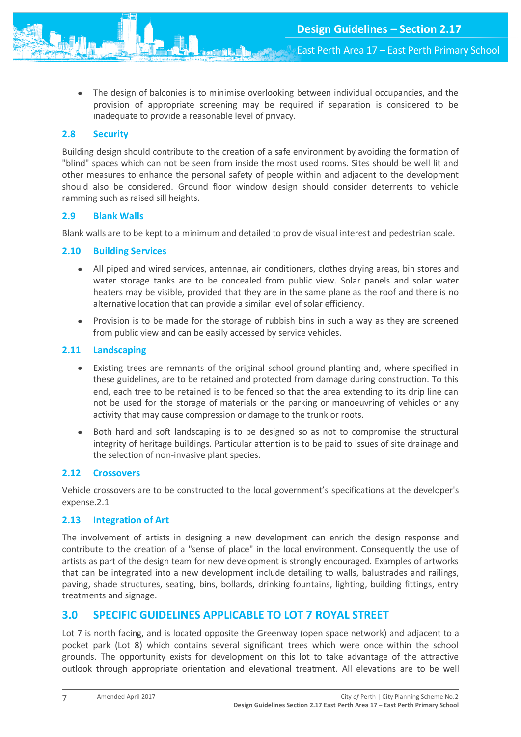- The design of balconies is to minimise overlooking between individual occupancies, and the provision of appropriate screening may be required if separation is considered to be inadequate to provide a reasonable level of privacy.

### 2.8 Security

Building design should contribute to the creation of a safe environment by avoiding the formation of "blind" spaces which can not be seen from inside the most used rooms. Sites should be well lit and other measures to enhance the personal safety of people within and adjacent to the development should also be considered. Ground floor window design should consider deterrents to vehicle ramming such as raised sill heights.

### 2.9 Blank Walls

Blank walls are to be kept to a minimum and detailed to provide visual interest and pedestrian scale.

### 2.10 Building Services

- All piped and wired services, antennae, air conditioners, clothes drying areas, bin stores and water storage tanks are to be concealed from public view. Solar panels and solar water heaters may be visible, provided that they are in the same plane as the roof and there is no alternative location that can provide a similar level of solar efficiency.
- Provision is to be made for the storage of rubbish bins in such a way as they are screened from public view and can be easily accessed by service vehicles.

### 2.11 Landscaping

- Existing trees are remnants of the original school ground planting and, where specified in these guidelines, are to be retained and protected from damage during construction. To this end, each tree to be retained is to be fenced so that the area extending to its drip line can not be used for the storage of materials or the parking or manoeuvring of vehicles or any activity that may cause compression or damage to the trunk or roots.
- Both hard and soft landscaping is to be designed so as not to compromise the structural integrity of heritage buildings. Particular attention is to be paid to issues of site drainage and the selection of non-invasive plant species.

### 2.12 Crossovers

Vehicle crossovers are to be constructed to the local government's specifications at the developer's expense.2.1

### 2.13 Integration of Art

The involvement of artists in designing a new development can enrich the design response and contribute to the creation of a "sense of place" in the local environment. Consequently the use of artists as part of the design team for new development is strongly encouraged. Examples of artworks that can be integrated into a new development include detailing to walls, balustrades and railings, paving, shade structures, seating, bins, bollards, drinking fountains, lighting, building fittings, entry treatments and signage.

## 3.0 SPECIFIC GUIDELINES APPLICABLE TO LOT 7 ROYAL STREET

Lot 7 is north facing, and is located opposite the Greenway (open space network) and adjacent to a pocket park (Lot 8) which contains several significant trees which were once within the school grounds. The opportunity exists for development on this lot to take advantage of the attractive outlook through appropriate orientation and elevational treatment. All elevations are to be well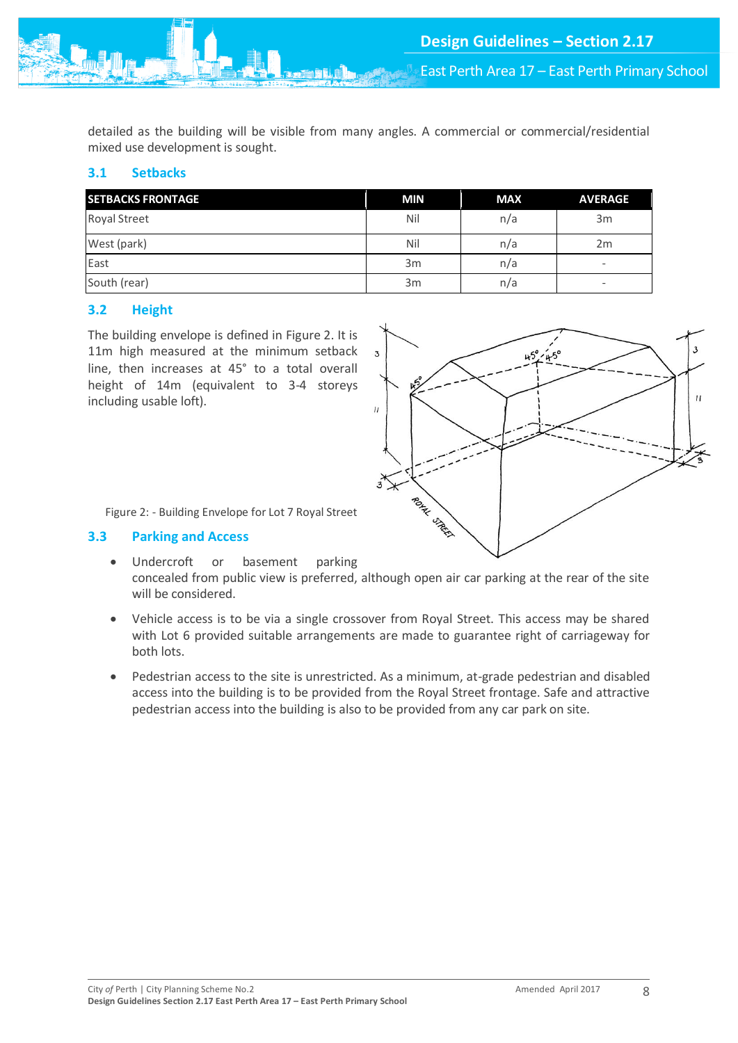detailed as the building will be visible from many angles. A commercial or commercial/residential mixed use development is sought.

### 3.1 Setbacks

| SETBACKS FRONTAGE | MIN | MAX | AVERAGE |
|---|---|---|---|
| Royal Street | Nil | n/a | 3m |
| West (park) | Nil | n/a | 2m |
| East | 3m | n/a | - |
| South (rear) | 3m | n/a | - |

### 3.2 Height

The building envelope is defined in Figure 2. It is 11m high measured at the minimum setback line, then increases at 45° to a total overall height of 14m (equivalent to 3-4 storeys including usable loft).

Figure 2: - Building Envelope for Lot 7 Royal Street

### 3.3 Parking and Access

- Undercroft or basement parking concealed from public view is preferred, although open air car parking at the rear of the site will be considered.
- Vehicle access is to be via a single crossover from Royal Street. This access may be shared with Lot 6 provided suitable arrangements are made to guarantee right of carriageway for both lots.
- Pedestrian access to the site is unrestricted. As a minimum, at-grade pedestrian and disabled access into the building is to be provided from the Royal Street frontage. Safe and attractive pedestrian access into the building is also to be provided from any car park on site.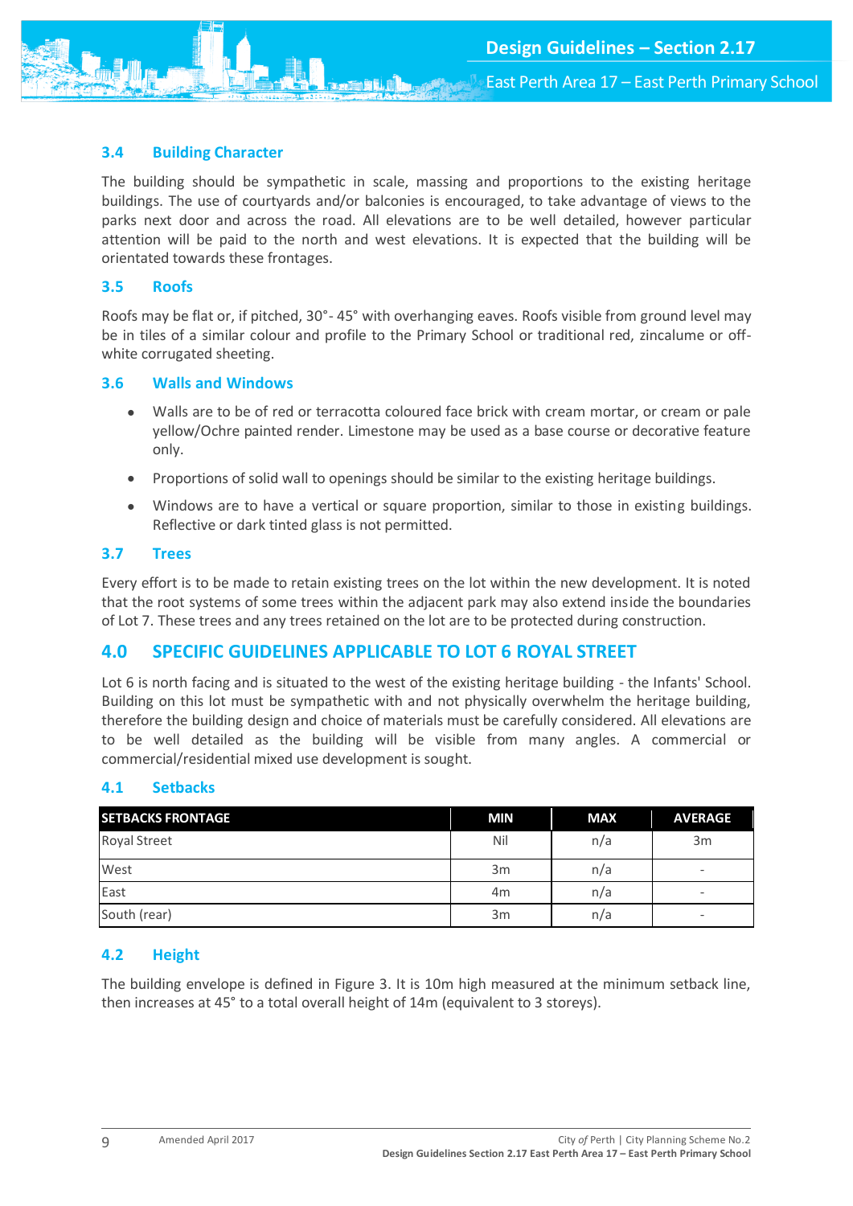### 3.4 Building Character

The building should be sympathetic in scale, massing and proportions to the existing heritage buildings. The use of courtyards and/or balconies is encouraged, to take advantage of views to the parks next door and across the road. All elevations are to be well detailed, however particular attention will be paid to the north and west elevations. It is expected that the building will be orientated towards these frontages.

### 3.5 Roofs

Roofs may be flat or, if pitched, 30°- 45° with overhanging eaves. Roofs visible from ground level may be in tiles of a similar colour and profile to the Primary School or traditional red, zincalume or off-white corrugated sheeting.

### 3.6 Walls and Windows

- Walls are to be of red or terracotta coloured face brick with cream mortar, or cream or pale yellow/Ochre painted render. Limestone may be used as a base course or decorative feature only.
- Proportions of solid wall to openings should be similar to the existing heritage buildings.
- Windows are to have a vertical or square proportion, similar to those in existing buildings. Reflective or dark tinted glass is not permitted.

### 3.7 Trees

Every effort is to be made to retain existing trees on the lot within the new development. It is noted that the root systems of some trees within the adjacent park may also extend inside the boundaries of Lot 7. These trees and any trees retained on the lot are to be protected during construction.

## 4.0 SPECIFIC GUIDELINES APPLICABLE TO LOT 6 ROYAL STREET

Lot 6 is north facing and is situated to the west of the existing heritage building - the Infants' School. Building on this lot must be sympathetic with and not physically overwhelm the heritage building, therefore the building design and choice of materials must be carefully considered. All elevations are to be well detailed as the building will be visible from many angles. A commercial or commercial/residential mixed use development is sought.

### 4.1 Setbacks

| SETBACKS FRONTAGE | MIN | MAX | AVERAGE |
|---|---|---|---|
| Royal Street | Nil | n/a | 3m |
| West | 3m | n/a | - |
| East | 4m | n/a | - |
| South (rear) | 3m | n/a | - |

### 4.2 Height

The building envelope is defined in Figure 3. It is 10m high measured at the minimum setback line, then increases at 45° to a total overall height of 14m (equivalent to 3 storeys).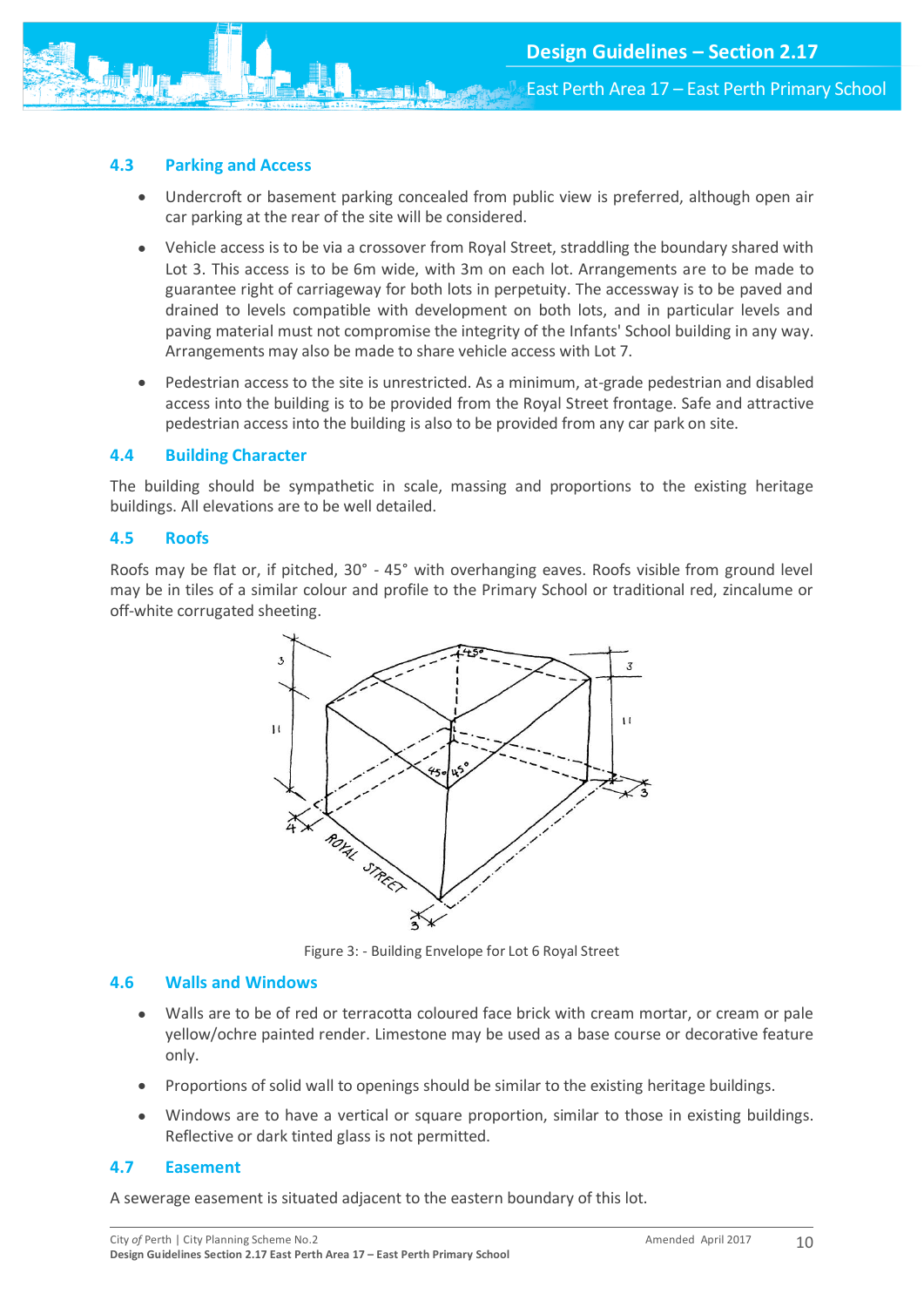## 4.3 Parking and Access

- Undercroft or basement parking concealed from public view is preferred, although open air car parking at the rear of the site will be considered.
- Vehicle access is to be via a crossover from Royal Street, straddling the boundary shared with Lot 3. This access is to be 6m wide, with 3m on each lot. Arrangements are to be made to guarantee right of carriageway for both lots in perpetuity. The accessway is to be paved and drained to levels compatible with development on both lots, and in particular levels and paving material must not compromise the integrity of the Infants' School building in any way. Arrangements may also be made to share vehicle access with Lot 7.
- Pedestrian access to the site is unrestricted. As a minimum, at-grade pedestrian and disabled access into the building is to be provided from the Royal Street frontage. Safe and attractive pedestrian access into the building is also to be provided from any car park on site.

## 4.4 Building Character

The building should be sympathetic in scale, massing and proportions to the existing heritage buildings. All elevations are to be well detailed.

## 4.5 Roofs

Roofs may be flat or, if pitched, 30° - 45° with overhanging eaves. Roofs visible from ground level may be in tiles of a similar colour and profile to the Primary School or traditional red, zincalume or off-white corrugated sheeting.

Figure 3: - Building Envelope for Lot 6 Royal Street

## 4.6 Walls and Windows

- Walls are to be of red or terracotta coloured face brick with cream mortar, or cream or pale yellow/ochre painted render. Limestone may be used as a base course or decorative feature only.
- Proportions of solid wall to openings should be similar to the existing heritage buildings.
- Windows are to have a vertical or square proportion, similar to those in existing buildings. Reflective or dark tinted glass is not permitted.

## 4.7 Easement

A sewerage easement is situated adjacent to the eastern boundary of this lot.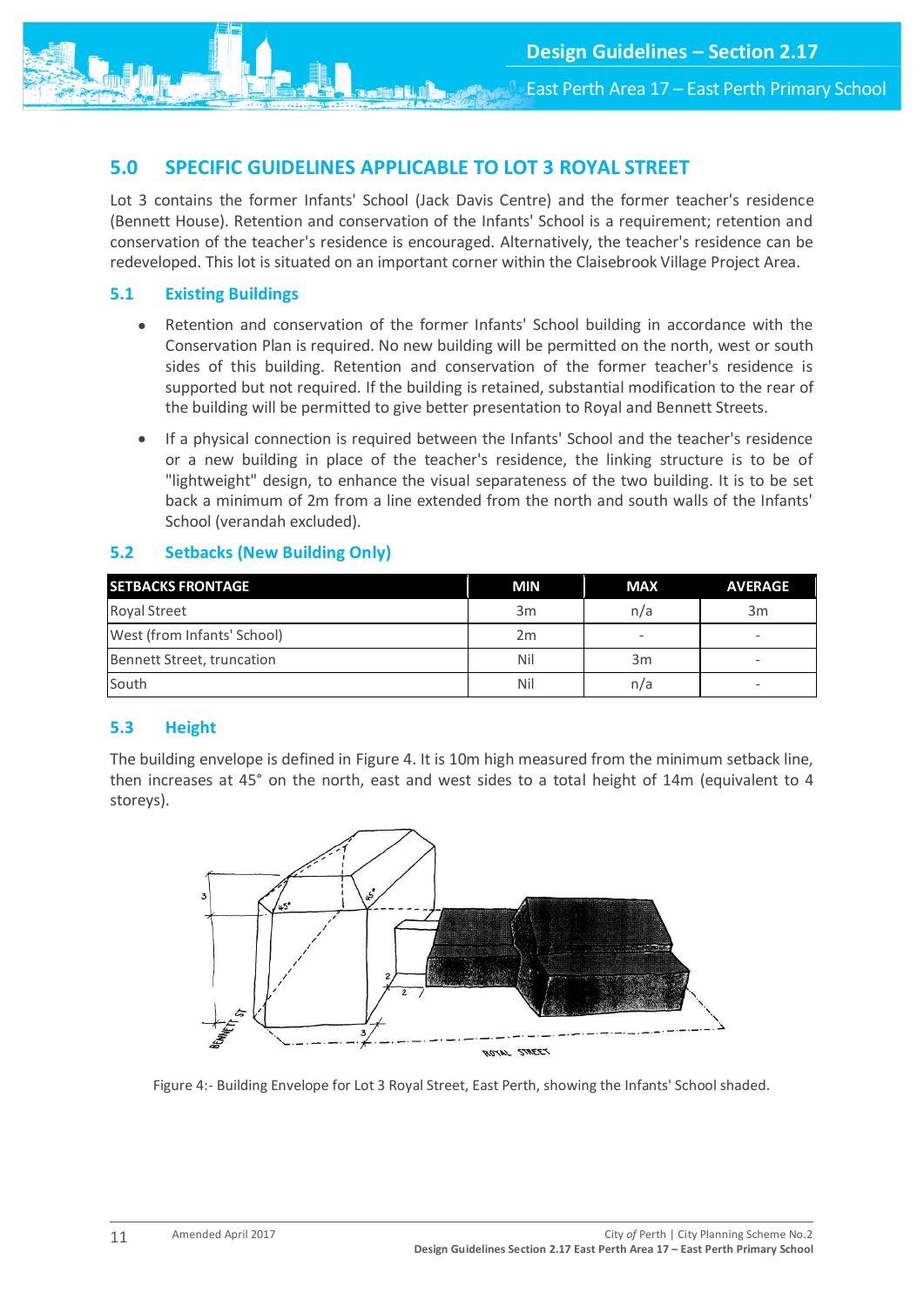## 5.0 SPECIFIC GUIDELINES APPLICABLE TO LOT 3 ROYAL STREET

Lot 3 contains the former Infants' School (Jack Davis Centre) and the former teacher's residence (Bennett House). Retention and conservation of the Infants' School is a requirement; retention and conservation of the teacher's residence is encouraged. Alternatively, the teacher's residence can be redeveloped. This lot is situated on an important corner within the Claisebrook Village Project Area.

### 5.1 Existing Buildings

- Retention and conservation of the former Infants' School building in accordance with the Conservation Plan is required. No new building will be permitted on the north, west or south sides of this building. Retention and conservation of the former teacher's residence is supported but not required. If the building is retained, substantial modification to the rear of the building will be permitted to give better presentation to Royal and Bennett Streets.
- If a physical connection is required between the Infants' School and the teacher's residence or a new building in place of the teacher's residence, the linking structure is to be of "lightweight" design, to enhance the visual separateness of the two building. It is to be set back a minimum of 2m from a line extended from the north and south walls of the Infants' School (verandah excluded).

### 5.2 Setbacks (New Building Only)

| SETBACKS FRONTAGE | MIN | MAX | AVERAGE |
|---|---|---|---|
| Royal Street | 3m | n/a | 3m |
| West (from Infants' School) | 2m | - | - |
| Bennett Street, truncation | Nil | 3m | - |
| South | Nil | n/a | - |

### 5.3 Height

The building envelope is defined in Figure 4. It is 10m high measured from the minimum setback line, then increases at 45° on the north, east and west sides to a total height of 14m (equivalent to 4 storeys).

Figure 4:- Building Envelope for Lot 3 Royal Street, East Perth, showing the Infants' School shaded.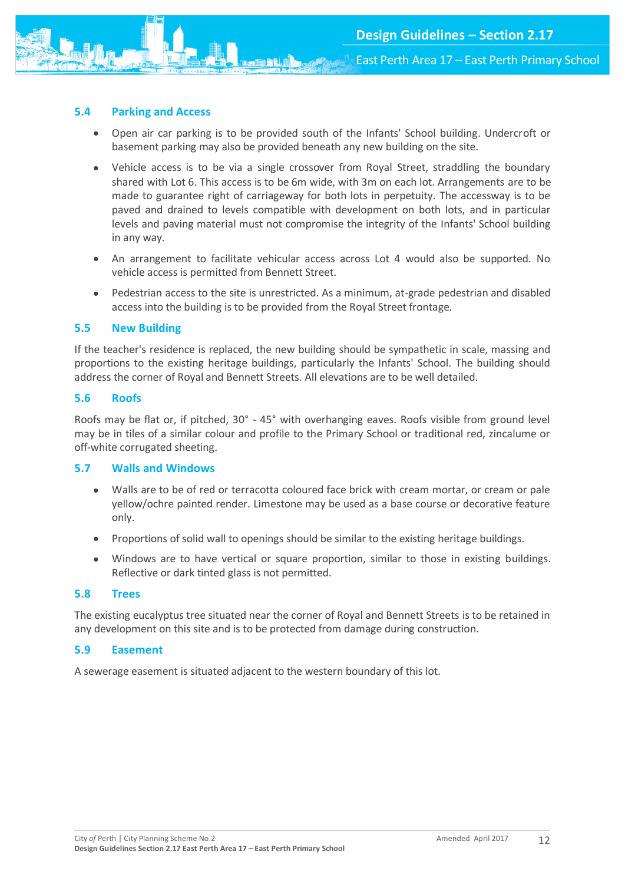### 5.4 Parking and Access

- Open air car parking is to be provided south of the Infants' School building. Undercroft or basement parking may also be provided beneath any new building on the site.
- Vehicle access is to be via a single crossover from Royal Street, straddling the boundary shared with Lot 6. This access is to be 6m wide, with 3m on each lot. Arrangements are to be made to guarantee right of carriageway for both lots in perpetuity. The accessway is to be paved and drained to levels compatible with development on both lots, and in particular levels and paving material must not compromise the integrity of the Infants' School building in any way.
- An arrangement to facilitate vehicular access across Lot 4 would also be supported. No vehicle access is permitted from Bennett Street.
- Pedestrian access to the site is unrestricted. As a minimum, at-grade pedestrian and disabled access into the building is to be provided from the Royal Street frontage.

### 5.5 New Building

If the teacher's residence is replaced, the new building should be sympathetic in scale, massing and proportions to the existing heritage buildings, particularly the Infants' School. The building should address the corner of Royal and Bennett Streets. All elevations are to be well detailed.

### 5.6 Roofs

Roofs may be flat or, if pitched, 30° - 45° with overhanging eaves. Roofs visible from ground level may be in tiles of a similar colour and profile to the Primary School or traditional red, zincalume or off-white corrugated sheeting.

### 5.7 Walls and Windows

- Walls are to be of red or terracotta coloured face brick with cream mortar, or cream or pale yellow/ochre painted render. Limestone may be used as a base course or decorative feature only.
- Proportions of solid wall to openings should be similar to the existing heritage buildings.
- Windows are to have vertical or square proportion, similar to those in existing buildings. Reflective or dark tinted glass is not permitted.

### 5.8 Trees

The existing eucalyptus tree situated near the corner of Royal and Bennett Streets is to be retained in any development on this site and is to be protected from damage during construction.

### 5.9 Easement

A sewerage easement is situated adjacent to the western boundary of this lot.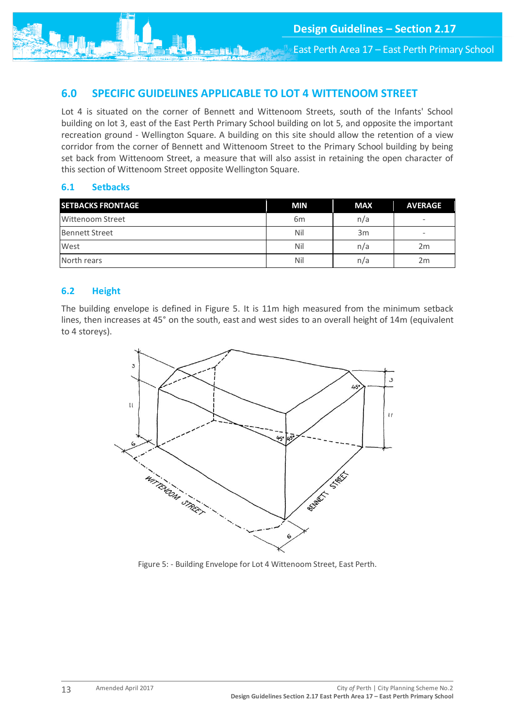## 6.0 SPECIFIC GUIDELINES APPLICABLE TO LOT 4 WITTENOOM STREET

Lot 4 is situated on the corner of Bennett and Wittenoom Streets, south of the Infants' School building on lot 3, east of the East Perth Primary School building on lot 5, and opposite the important recreation ground - Wellington Square. A building on this site should allow the retention of a view corridor from the corner of Bennett and Wittenoom Street to the Primary School building by being set back from Wittenoom Street, a measure that will also assist in retaining the open character of this section of Wittenoom Street opposite Wellington Square.

### 6.1 Setbacks

| SETBACKS FRONTAGE | MIN | MAX | AVERAGE |
|---|---|---|---|
| Wittenoom Street | 6m | n/a | - |
| Bennett Street | Nil | 3m | - |
| West | Nil | n/a | 2m |
| North rears | Nil | n/a | 2m |

### 6.2 Height

The building envelope is defined in Figure 5. It is 11m high measured from the minimum setback lines, then increases at 45° on the south, east and west sides to an overall height of 14m (equivalent to 4 storeys).

3
11
6
45°
45° 45°
3
11
WITTENOOM STREET
BENNETT STREET
6

Figure 5: - Building Envelope for Lot 4 Wittenoom Street, East Perth.